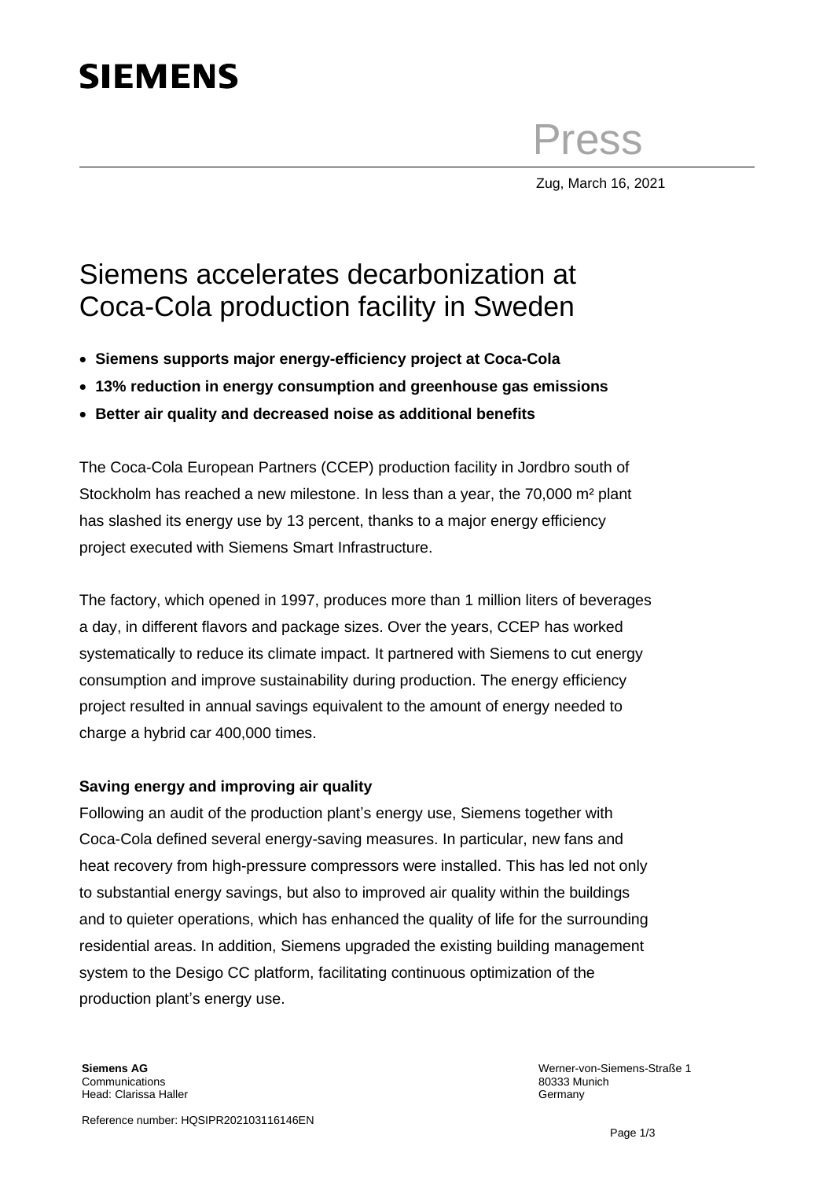SIEMENS

Press

Zug, March 16, 2021

# Siemens accelerates decarbonization at Coca-Cola production facility in Sweden

- **Siemens supports major energy-efficiency project at Coca-Cola**
- **13% reduction in energy consumption and greenhouse gas emissions**
- **Better air quality and decreased noise as additional benefits**

The Coca-Cola European Partners (CCEP) production facility in Jordbro south of Stockholm has reached a new milestone. In less than a year, the 70,000 m² plant has slashed its energy use by 13 percent, thanks to a major energy efficiency project executed with Siemens Smart Infrastructure.

The factory, which opened in 1997, produces more than 1 million liters of beverages a day, in different flavors and package sizes. Over the years, CCEP has worked systematically to reduce its climate impact. It partnered with Siemens to cut energy consumption and improve sustainability during production. The energy efficiency project resulted in annual savings equivalent to the amount of energy needed to charge a hybrid car 400,000 times.

**Saving energy and improving air quality**

Following an audit of the production plant's energy use, Siemens together with Coca-Cola defined several energy-saving measures. In particular, new fans and heat recovery from high-pressure compressors were installed. This has led not only to substantial energy savings, but also to improved air quality within the buildings and to quieter operations, which has enhanced the quality of life for the surrounding residential areas. In addition, Siemens upgraded the existing building management system to the Desigo CC platform, facilitating continuous optimization of the production plant's energy use.

**Siemens AG**
Communications
Head: Clarissa Haller

Werner-von-Siemens-Straße 1
80333 Munich
Germany

Reference number: HQSIPR202103116146EN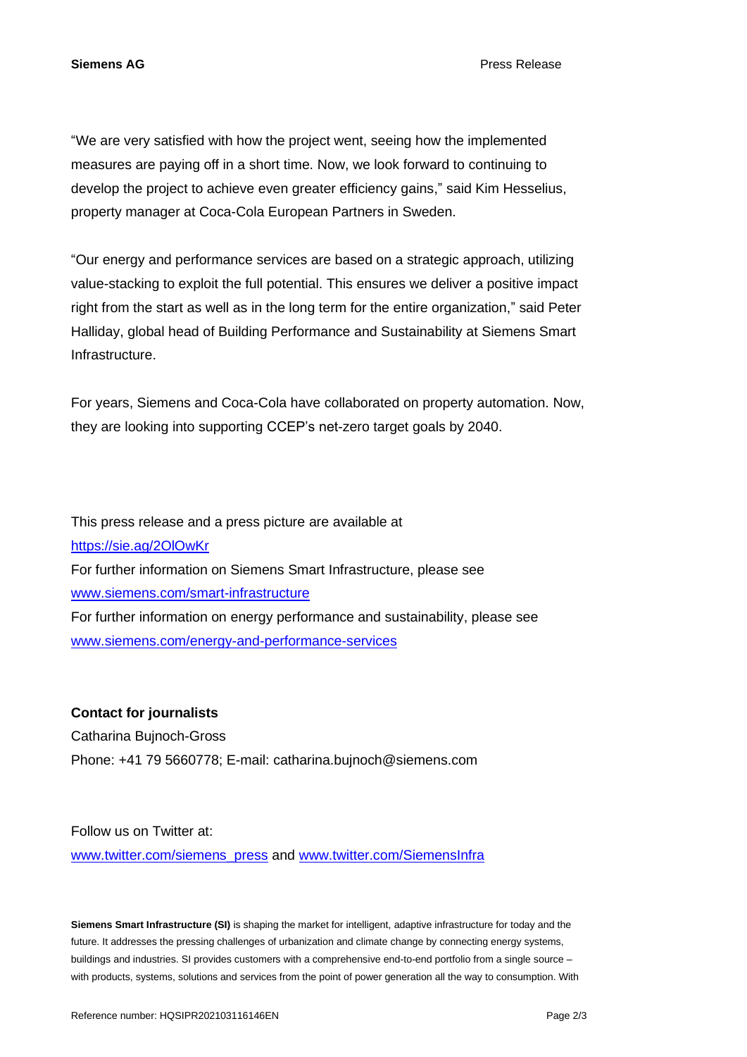“We are very satisfied with how the project went, seeing how the implemented measures are paying off in a short time. Now, we look forward to continuing to develop the project to achieve even greater efficiency gains,” said Kim Hesselius, property manager at Coca-Cola European Partners in Sweden.

“Our energy and performance services are based on a strategic approach, utilizing value-stacking to exploit the full potential. This ensures we deliver a positive impact right from the start as well as in the long term for the entire organization,” said Peter Halliday, global head of Building Performance and Sustainability at Siemens Smart Infrastructure.

For years, Siemens and Coca-Cola have collaborated on property automation. Now, they are looking into supporting CCEP’s net-zero target goals by 2040.

This press release and a press picture are available at
https://sie.ag/2OlOwKr
For further information on Siemens Smart Infrastructure, please see
www.siemens.com/smart-infrastructure
For further information on energy performance and sustainability, please see
www.siemens.com/energy-and-performance-services

**Contact for journalists**
Catharina Bujnoch-Gross
Phone: +41 79 5660778; E-mail: catharina.bujnoch@siemens.com

Follow us on Twitter at:
www.twitter.com/siemens_press and www.twitter.com/SiemensInfra

**Siemens Smart Infrastructure (SI)** is shaping the market for intelligent, adaptive infrastructure for today and the future. It addresses the pressing challenges of urbanization and climate change by connecting energy systems, buildings and industries. SI provides customers with a comprehensive end-to-end portfolio from a single source – with products, systems, solutions and services from the point of power generation all the way to consumption. With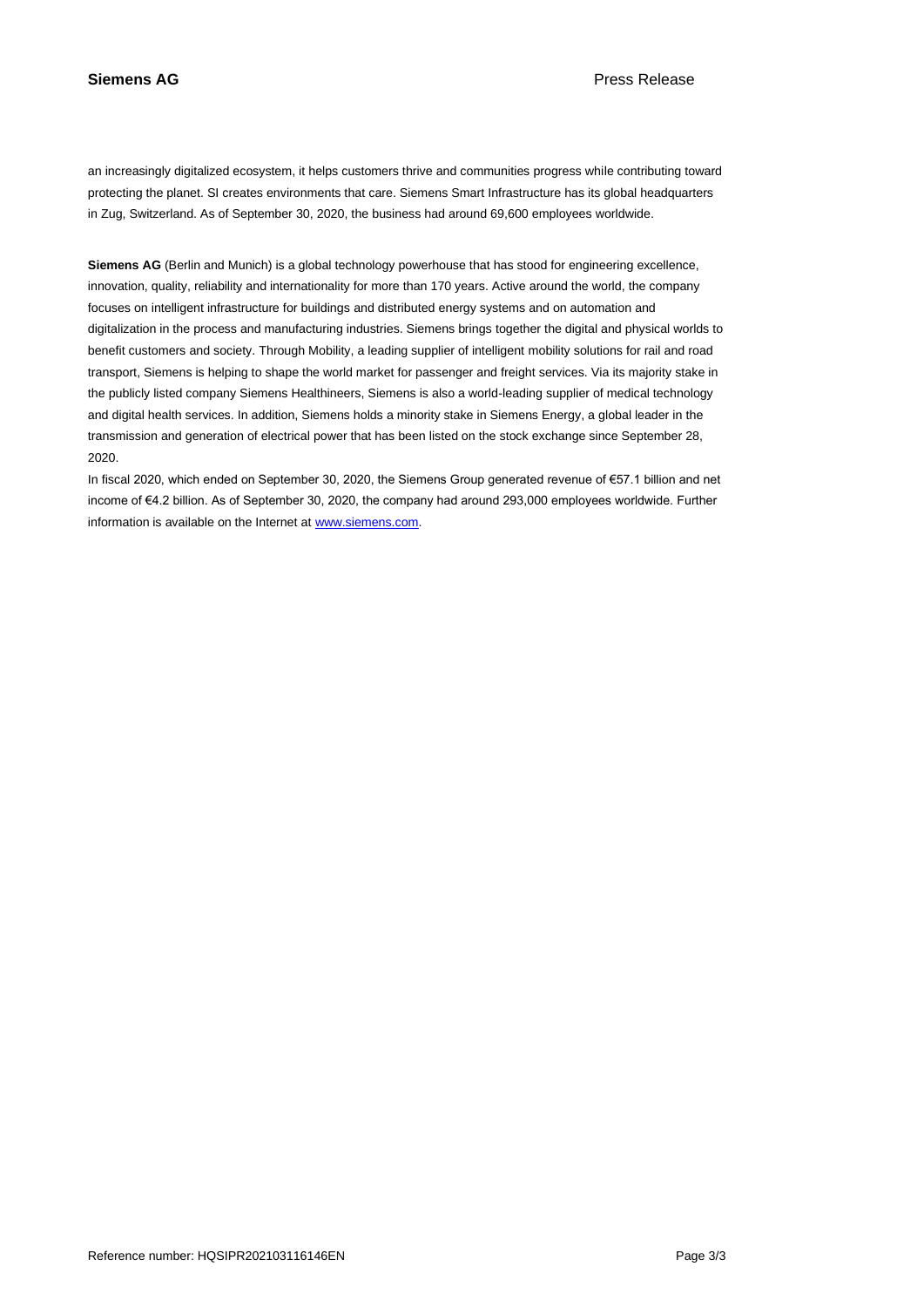an increasingly digitalized ecosystem, it helps customers thrive and communities progress while contributing toward protecting the planet. SI creates environments that care. Siemens Smart Infrastructure has its global headquarters in Zug, Switzerland. As of September 30, 2020, the business had around 69,600 employees worldwide.

**Siemens AG** (Berlin and Munich) is a global technology powerhouse that has stood for engineering excellence, innovation, quality, reliability and internationality for more than 170 years. Active around the world, the company focuses on intelligent infrastructure for buildings and distributed energy systems and on automation and digitalization in the process and manufacturing industries. Siemens brings together the digital and physical worlds to benefit customers and society. Through Mobility, a leading supplier of intelligent mobility solutions for rail and road transport, Siemens is helping to shape the world market for passenger and freight services. Via its majority stake in the publicly listed company Siemens Healthineers, Siemens is also a world-leading supplier of medical technology and digital health services. In addition, Siemens holds a minority stake in Siemens Energy, a global leader in the transmission and generation of electrical power that has been listed on the stock exchange since September 28, 2020.

In fiscal 2020, which ended on September 30, 2020, the Siemens Group generated revenue of €57.1 billion and net income of €4.2 billion. As of September 30, 2020, the company had around 293,000 employees worldwide. Further information is available on the Internet at [www.siemens.com](http://www.siemens.com).

Reference number: HQSIPR202103116146EN